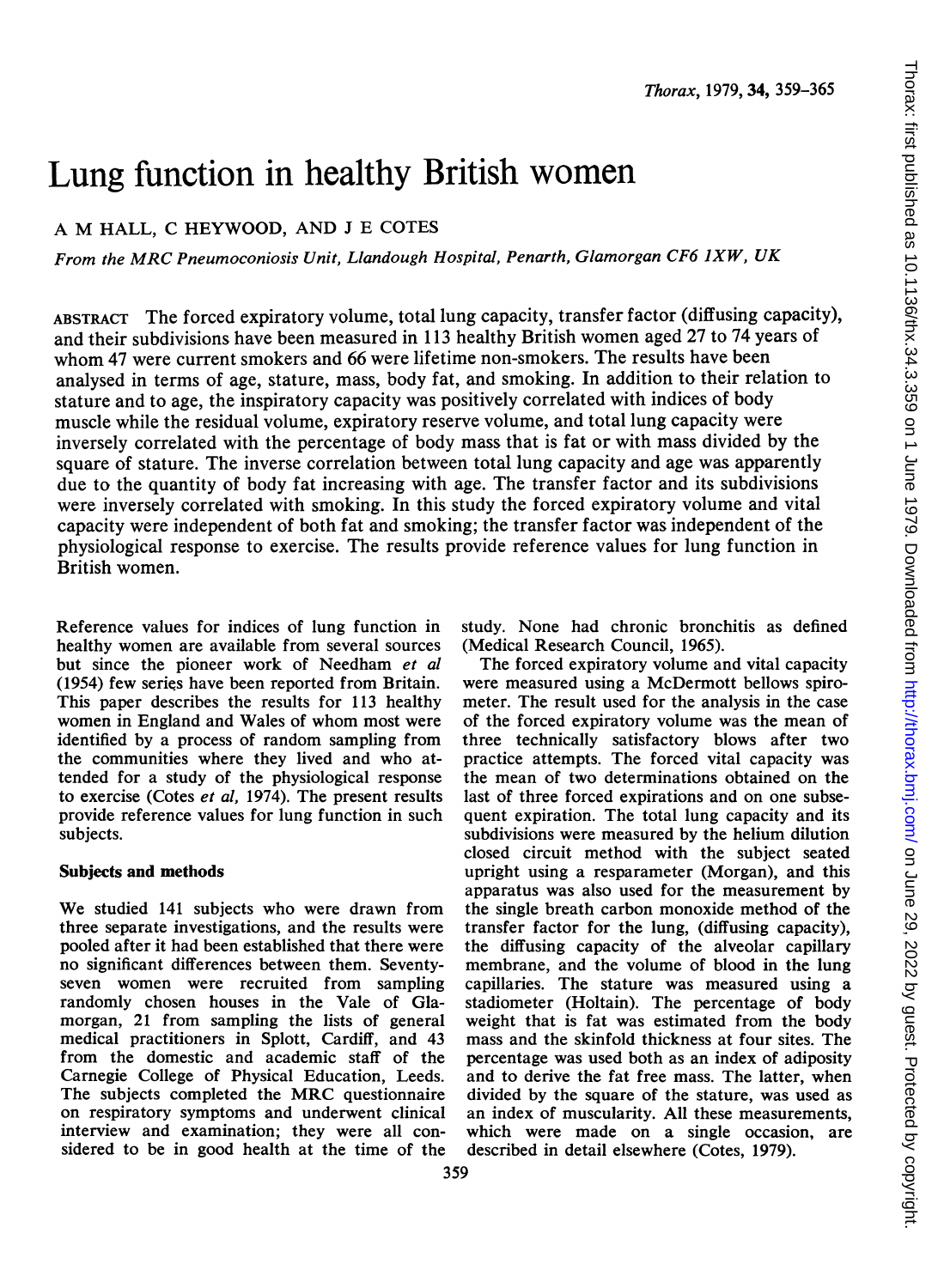# Lung function in healthy British women

A M HALL, C HEYWOOD, AND J E COTES

*From the MRC Pneumoconiosis Unit, Llandough Hospital, Penarth, Glamorgan CF6 1XW, UK*

ABSTRACT The forced expiratory volume, total lung capacity, transfer factor (diffusing capacity), and their subdivisions have been measured in 113 healthy British women aged 27 to 74 years of whom 47 were current smokers and 66 were lifetime non-smokers. The results have been analysed in terms of age, stature, mass, body fat, and smoking. In addition to their relation to stature and to age, the inspiratory capacity was positively correlated with indices of body muscle while the residual volume, expiratory reserve volume, and total lung capacity were inversely correlated with the percentage of body mass that is fat or with mass divided by the square of stature. The inverse correlation between total lung capacity and age was apparently due to the quantity of body fat increasing with age. The transfer factor and its subdivisions were inversely correlated with smoking. In this study the forced expiratory volume and vital capacity were independent of both fat and smoking; the transfer factor was independent of the physiological response to exercise. The results provide reference values for lung function in British women.

Reference values for indices of lung function in healthy women are available from several sources but since the pioneer work of Needham *et al* (1954) few series have been reported from Britain. This paper describes the results for 113 healthy women in England and Wales of whom most were identified by a process of random sampling from the communities where they lived and who attended for a study of the physiological response to exercise (Cotes *et al*, 1974). The present results provide reference values for lung function in such subjects.

## Subjects and methods

We studied 141 subjects who were drawn from three separate investigations, and the results were pooled after it had been established that there were no significant differences between them. Seventy-seven women were recruited from sampling randomly chosen houses in the Vale of Glamorgan, 21 from sampling the lists of general medical practitioners in Splott, Cardiff, and 43 from the domestic and academic staff of the Carnegie College of Physical Education, Leeds. The subjects completed the MRC questionnaire on respiratory symptoms and underwent clinical interview and examination; they were all considered to be in good health at the time of the study. None had chronic bronchitis as defined (Medical Research Council, 1965).

The forced expiratory volume and vital capacity were measured using a McDermott bellows spirometer. The result used for the analysis in the case of the forced expiratory volume was the mean of three technically satisfactory blows after two practice attempts. The forced vital capacity was the mean of two determinations obtained on the last of three forced expirations and on one subsequent expiration. The total lung capacity and its subdivisions were measured by the helium dilution closed circuit method with the subject seated upright using a resparameter (Morgan), and this apparatus was also used for the measurement by the single breath carbon monoxide method of the transfer factor for the lung, (diffusing capacity), the diffusing capacity of the alveolar capillary membrane, and the volume of blood in the lung capillaries. The stature was measured using a stadiometer (Holtain). The percentage of body weight that is fat was estimated from the body mass and the skinfold thickness at four sites. The percentage was used both as an index of adiposity and to derive the fat free mass. The latter, when divided by the square of the stature, was used as an index of muscularity. All these measurements, which were made on a single occasion, are described in detail elsewhere (Cotes, 1979).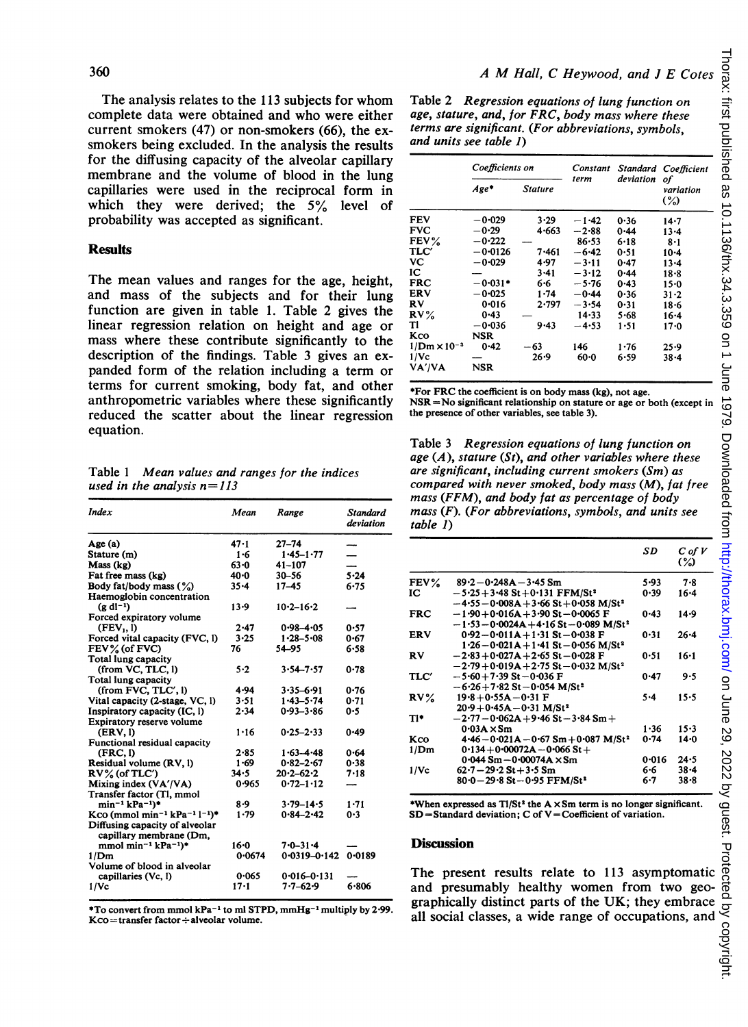The analysis relates to the 113 subjects for whom complete data were obtained and who were either current smokers (47) or non-smokers (66), the ex-smokers being excluded. In the analysis the results for the diffusing capacity of the alveolar capillary membrane and the volume of blood in the lung capillaries were used in the reciprocal form in which they were derived; the 5% level of probability was accepted as significant.

## Results

The mean values and ranges for the age, height, and mass of the subjects and for their lung function are given in table 1. Table 2 gives the linear regression relation on height and age or mass where these contribute significantly to the description of the findings. Table 3 gives an expanded form of the relation including a term or terms for current smoking, body fat, and other anthropometric variables where these significantly reduced the scatter about the linear regression equation.

Table 1 *Mean values and ranges for the indices used in the analysis n=113*

| Index | Mean | Range | Standard deviation |
|---|---|---|---|
| Age (a) | 47·1 | 27–74 | — |
| Stature (m) | 1·6 | 1·45–1·77 | — |
| Mass (kg) | 63·0 | 41–107 | — |
| Fat free mass (kg) | 40·0 | 30–56 | 5·24 |
| Body fat/body mass (%) | 35·4 | 17–45 | 6·75 |
| Haemoglobin concentration (g $dl^{-1}$) | 13·9 | 10·2–16·2 | — |
| Forced expiratory volume ($FEV_1$, l) | 2·47 | 0·98–4·05 | 0·57 |
| Forced vital capacity (FVC, l) | 3·25 | 1·28–5·08 | 0·67 |
| FEV% (of FVC) | 76 | 54–95 | 6·58 |
| Total lung capacity (from VC, TLC, l) | 5·2 | 3·54–7·57 | 0·78 |
| Total lung capacity (from FVC, TLC′, l) | 4·94 | 3·35–6·91 | 0·76 |
| Vital capacity (2-stage, VC, l) | 3·51 | 1·43–5·74 | 0·71 |
| Inspiratory capacity (IC, l) | 2·34 | 0·93–3·86 | 0·5 |
| Expiratory reserve volume (ERV, l) | 1·16 | 0·25–2·33 | 0·49 |
| Functional residual capacity (FRC, l) | 2·85 | 1·63–4·48 | 0·64 |
| Residual volume (RV, l) | 1·69 | 0·82–2·67 | 0·38 |
| RV% (of TLC′) | 34·5 | 20·2–62·2 | 7·18 |
| Mixing index (VA′/VA) | 0·965 | 0·72–1·12 | — |
| Transfer factor (Tl, mmol $min^{-1}$ $kPa^{-1}$)* | 8·9 | 3·79–14·5 | 1·71 |
| Kco (mmol $min^{-1}$ $kPa^{-1}$ $l^{-1}$)* | 1·79 | 0·84–2·42 | 0·3 |
| Diffusing capacity of alveolar capillary membrane (Dm, mmol $min^{-1}$ $kPa^{-1}$)* | 16·0 | 7·0–31·4 | — |
| 1/Dm | 0·0674 | 0·0319–0·142 | 0·0189 |
| Volume of blood in alveolar capillaries (Vc, l) | 0·065 | 0·016–0·131 | — |
| 1/Vc | 17·1 | 7·7–62·9 | 6·806 |

*To convert from mmol $kPa^{-1}$ to ml STPD, $mmHg^{-1}$ multiply by 2·99.
Kco = transfer factor ÷ alveolar volume.

Table 2 *Regression equations of lung function on age, stature, and, for FRC, body mass where these terms are significant. (For abbreviations, symbols, and units see table 1)*

| | Coefficients on | | Constant term | Standard deviation | Coefficient of variation (%) |
|---|---|---|---|---|---|
| | Age* | Stature | | | |
| FEV | −0·029 | 3·29 | −1·42 | 0·36 | 14·7 |
| FVC | −0·29 | 4·663 | −2·88 | 0·44 | 13·4 |
| FEV% | −0·222 | — | 86·53 | 6·18 | 8·1 |
| TLC′ | −0·0126 | 7·461 | −6·42 | 0·51 | 10·4 |
| VC | −0·029 | 4·97 | −3·11 | 0·47 | 13·4 |
| IC | — | 3·41 | −3·12 | 0·44 | 18·8 |
| FRC | −0·031* | 6·6 | −5·76 | 0·43 | 15·0 |
| ERV | −0·025 | 1·74 | −0·44 | 0·36 | 31·2 |
| RV | 0·016 | 2·797 | −3·54 | 0·31 | 18·6 |
| RV% | 0·43 | — | 14·33 | 5·68 | 16·4 |
| Tl | −0·036 | 9·43 | −4·53 | 1·51 | 17·0 |
| Kco | NSR | | | | |
| $1/Dm \times 10^{-3}$ | 0·42 | −63 | 146 | 1·76 | 25·9 |
| 1/Vc | — | 26·9 | 60·0 | 6·59 | 38·4 |
| VA′/VA | NSR | | | | |

*For FRC the coefficient is on body mass (kg), not age.
NSR = No significant relationship on stature or age or both (except in the presence of other variables, see table 3).

Table 3 *Regression equations of lung function on age (A), stature (St), and other variables where these are significant, including current smokers (Sm) as compared with never smoked, body mass (M), fat free mass (FFM), and body fat as percentage of body mass (F). (For abbreviations, symbols, and units see table 1)*

| | | SD | C of V (%) |
|---|---|---|---|
| FEV% | 89·2 − 0·248A − 3·45 Sm | 5·93 | 7·8 |
| IC | −5·25 + 3·48 St + 0·131 FFM/St² | 0·39 | 16·4 |
| | −4·55 − 0·008A + 3·66 St + 0·058 M/St² | | |
| FRC | −1·90 + 0·016A + 3·90 St − 0·0065 F | 0·43 | 14·9 |
| | −1·53 − 0·0024A + 4·16 St − 0·089 M/St² | | |
| ERV | 0·92 − 0·011A + 1·31 St − 0·038 F | 0·31 | 26·4 |
| | 1·26 − 0·021A + 1·41 St − 0·056 M/St² | | |
| RV | −2·83 + 0·027A + 2·65 St − 0·028 F | 0·51 | 16·1 |
| | −2·79 + 0·019A + 2·75 St − 0·032 M/St² | | |
| TLC′ | −5·60 + 7·39 St − 0·036 F | 0·47 | 9·5 |
| | −6·26 + 7·82 St − 0·054 M/St² | | |
| RV% | 19·8 + 0·55A − 0·31 F | 5·4 | 15·5 |
| | 20·9 + 0·45A − 0·31 M/St² | | |
| Tl* | −2·77 − 0·062A + 9·46 St − 3·84 Sm + 0·03A × Sm | 1·36 | 15·3 |
| Kco | 4·46 − 0·021A − 0·67 Sm + 0·087 M/St² | 0·74 | 14·0 |
| 1/Dm | 0·134 + 0·00072A − 0·066 St + 0·044 Sm − 0·00074A × Sm | 0·016 | 24·5 |
| 1/Vc | 62·7 − 29·2 St + 3·5 Sm | 6·6 | 38·4 |
| | 80·0 − 29·8 St − 0·95 FFM/St² | 6·7 | 38·8 |

*When expressed as Tl/St² the A × Sm term is no longer significant.
SD = Standard deviation; C of V = Coefficient of variation.

## Discussion

The present results relate to 113 asymptomatic and presumably healthy women from two geographically distinct parts of the UK; they embrace all social classes, a wide range of occupations, and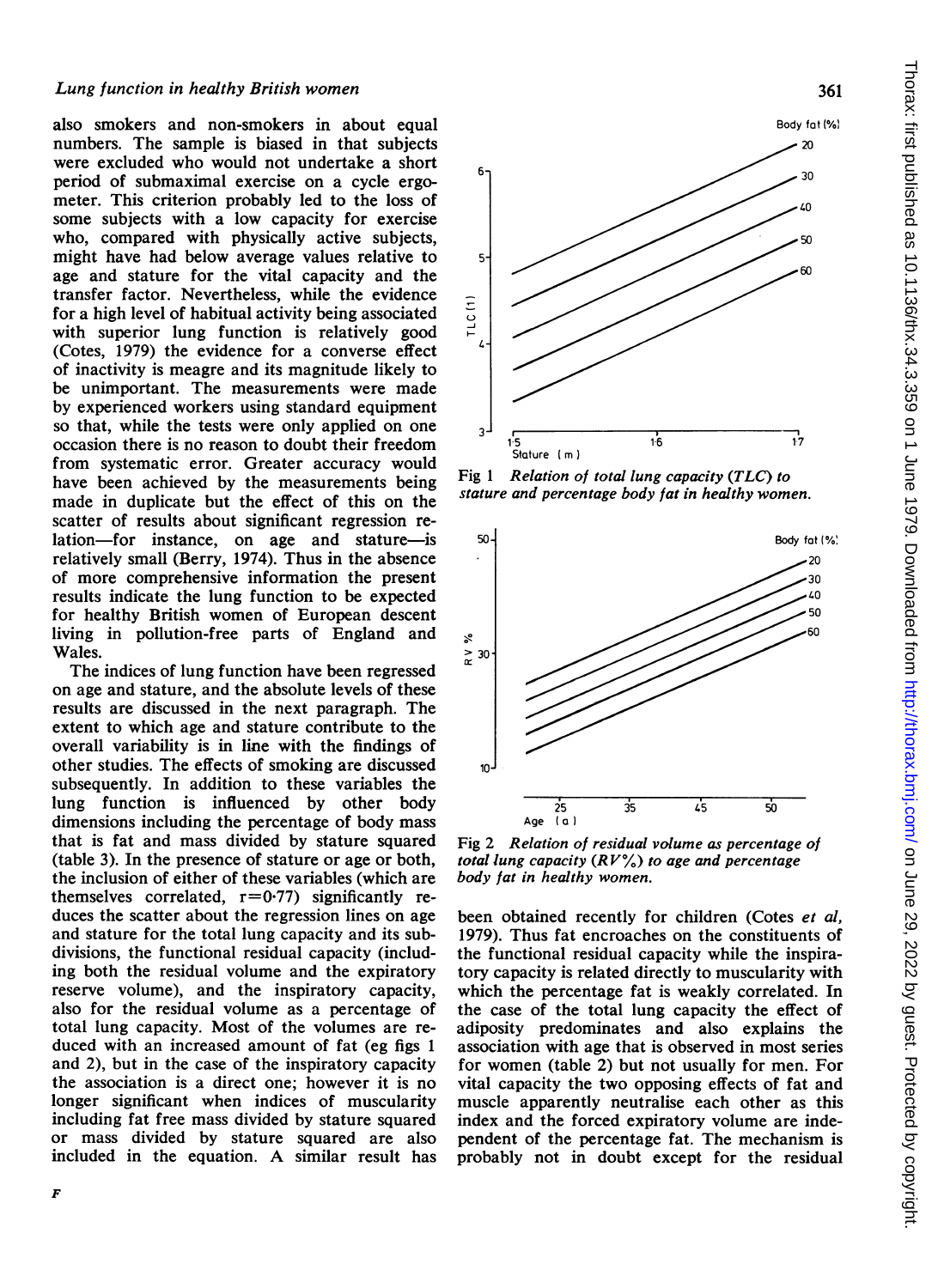also smokers and non-smokers in about equal numbers. The sample is biased in that subjects were excluded who would not undertake a short period of submaximal exercise on a cycle ergometer. This criterion probably led to the loss of some subjects with a low capacity for exercise who, compared with physically active subjects, might have had below average values relative to age and stature for the vital capacity and the transfer factor. Nevertheless, while the evidence for a high level of habitual activity being associated with superior lung function is relatively good (Cotes, 1979) the evidence for a converse effect of inactivity is meagre and its magnitude likely to be unimportant. The measurements were made by experienced workers using standard equipment so that, while the tests were only applied on one occasion there is no reason to doubt their freedom from systematic error. Greater accuracy would have been achieved by the measurements being made in duplicate but the effect of this on the scatter of results about significant regression relation—for instance, on age and stature—is relatively small (Berry, 1974). Thus in the absence of more comprehensive information the present results indicate the lung function to be expected for healthy British women of European descent living in pollution-free parts of England and Wales.

The indices of lung function have been regressed on age and stature, and the absolute levels of these results are discussed in the next paragraph. The extent to which age and stature contribute to the overall variability is in line with the findings of other studies. The effects of smoking are discussed subsequently. In addition to these variables the lung function is influenced by other body dimensions including the percentage of body mass that is fat and mass divided by stature squared (table 3). In the presence of stature or age or both, the inclusion of either of these variables (which are themselves correlated, $r = 0.77$) significantly reduces the scatter about the regression lines on age and stature for the total lung capacity and its subdivisions, the functional residual capacity (including both the residual volume and the expiratory reserve volume), and the inspiratory capacity, also for the residual volume as a percentage of total lung capacity. Most of the volumes are reduced with an increased amount of fat (eg figs 1 and 2), but in the case of the inspiratory capacity the association is a direct one; however it is no longer significant when indices of muscularity including fat free mass divided by stature squared or mass divided by stature squared are also included in the equation. A similar result has

Body fat (%)
20
30
40
50
60
TLC (l)
6
5
4
3
1·5
1·6
1·7
Stature (m)

Fig 1 *Relation of total lung capacity (TLC) to stature and percentage body fat in healthy women.*

Body fat (%)
20
30
40
50
60
RV %
50
30
10
25
35
45
50
Age (a)

Fig 2 *Relation of residual volume as percentage of total lung capacity (RV%) to age and percentage body fat in healthy women.*

been obtained recently for children (Cotes *et al*, 1979). Thus fat encroaches on the constituents of the functional residual capacity while the inspiratory capacity is related directly to muscularity with which the percentage fat is weakly correlated. In the case of the total lung capacity the effect of adiposity predominates and also explains the association with age that is observed in most series for women (table 2) but not usually for men. For vital capacity the two opposing effects of fat and muscle apparently neutralise each other as this index and the forced expiratory volume are independent of the percentage fat. The mechanism is probably not in doubt except for the residual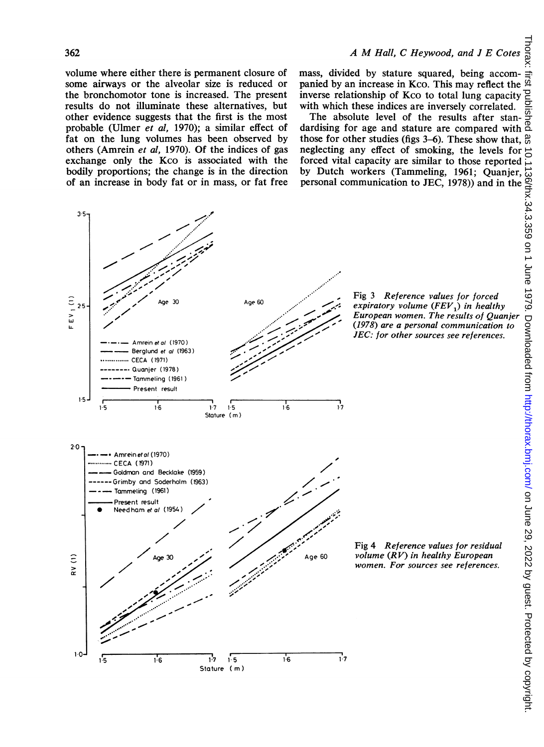volume where either there is permanent closure of some airways or the alveolar size is reduced or the bronchomotor tone is increased. The present results do not illuminate these alternatives, but other evidence suggests that the first is the most probable (Ulmer *et al*, 1970); a similar effect of fat on the lung volumes has been observed by others (Amrein *et al*, 1970). Of the indices of gas exchange only the Kco is associated with the bodily proportions; the change is in the direction of an increase in body fat or in mass, or fat free mass, divided by stature squared, being accompanied by an increase in Kco. This may reflect the inverse relationship of Kco to total lung capacity with which these indices are inversely correlated.

The absolute level of the results after standardising for age and stature are compared with those for other studies (figs 3–6). These show that, neglecting any effect of smoking, the levels for forced vital capacity are similar to those reported by Dutch workers (Tammeling, 1961; Quanjer, personal communication to JEC, 1978)) and in the

3·5
2·5
1·5
$FEV_1$ (l)
Age 30
Age 60
Amrein *et al* (1970)
Berglund *et al* (1963)
CECA (1971)
Quanjer (1978)
Tammeling (1961)
Present result
1·5 1·6 1·7 1·5 1·6 1·7
Stature (m)

Fig 3 *Reference values for forced expiratory volume ($FEV_1$) in healthy European women. The results of Quanjer (1978) are a personal communication to JEC: for other sources see references.*

2·0
1·0
RV (l)
Amrein *et al* (1970)
CECA (1971)
Goldman and Becklake (1959)
Grimby and Soderholm (1963)
Tammeling (1961)
Present result
Needham *et al* (1954)
Age 30
Age 60
1·5 1·6 1·7 1·5 1·6 1·7
Stature (m)

Fig 4 *Reference values for residual volume (RV) in healthy European women. For sources see references.*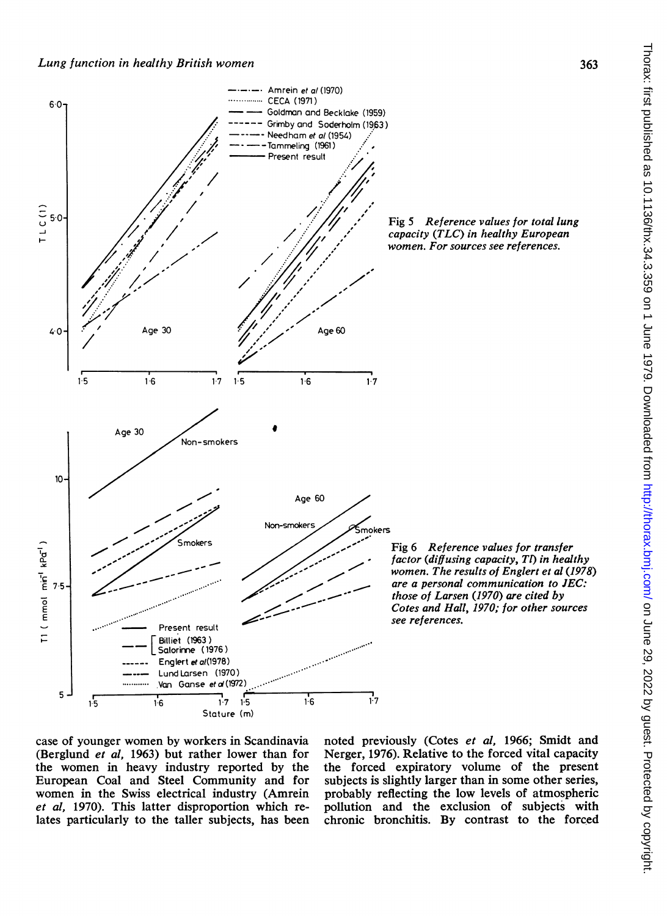Amrein *et al* (1970)
CECA (1971)
Goldman and Becklake (1959)
Grimby and Soderholm (1963)
Needham *et al* (1954)
Tammeling (1961)
Present result

T L C (l)

6·0
5·0
4·0

Age 30
Age 60

1·5 1·6 1·7 1·5 1·6 1·7

Fig 5 *Reference values for total lung capacity (TLC) in healthy European women. For sources see references.*

Age 30
Non-smokers
Smokers
Age 60
Non-smokers
Smokers

Tl ( mmol min⁻¹ kPa⁻¹ )

10
7·5
5

Present result
Billiet (1963)
Salorinne (1976)
Englert *et al* (1978)
Lund Larsen (1970)
Van Ganse *et al* (1972)

1·5 1·6 1·7 1·5 1·6 1·7
Stature (m)

Fig 6 *Reference values for transfer factor (diffusing capacity, Tl) in healthy women. The results of Englert et al (1978) are a personal communication to JEC: those of Larsen (1970) are cited by Cotes and Hall, 1970; for other sources see references.*

case of younger women by workers in Scandinavia (Berglund *et al*, 1963) but rather lower than for the women in heavy industry reported by the European Coal and Steel Community and for women in the Swiss electrical industry (Amrein *et al*, 1970). This latter disproportion which relates particularly to the taller subjects, has been noted previously (Cotes *et al*, 1966; Smidt and Nerger, 1976). Relative to the forced vital capacity the forced expiratory volume of the present subjects is slightly larger than in some other series, probably reflecting the low levels of atmospheric pollution and the exclusion of subjects with chronic bronchitis. By contrast to the forced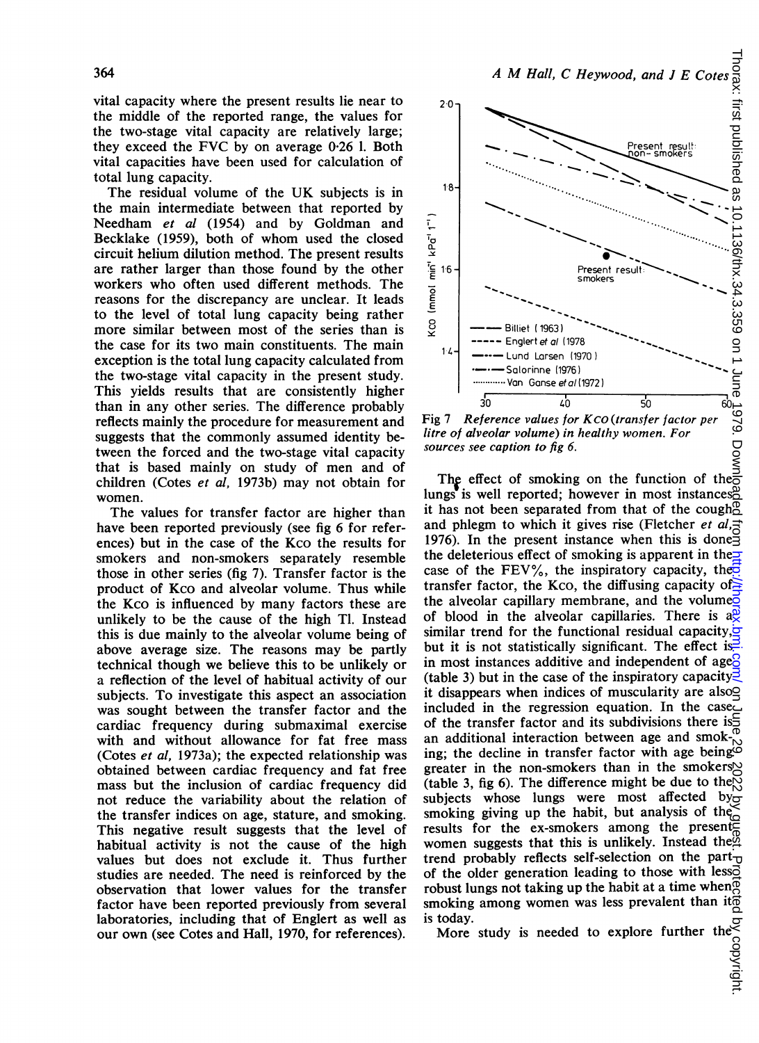vital capacity where the present results lie near to the middle of the reported range, the values for the two-stage vital capacity are relatively large; they exceed the FVC by on average 0·26 l. Both vital capacities have been used for calculation of total lung capacity.

The residual volume of the UK subjects is in the main intermediate between that reported by Needham *et al* (1954) and by Goldman and Becklake (1959), both of whom used the closed circuit helium dilution method. The present results are rather larger than those found by the other workers who often used different methods. The reasons for the discrepancy are unclear. It leads to the level of total lung capacity being rather more similar between most of the series than is the case for its two main constituents. The main exception is the total lung capacity calculated from the two-stage vital capacity in the present study. This yields results that are consistently higher than in any other series. The difference probably reflects mainly the procedure for measurement and suggests that the commonly assumed identity between the forced and the two-stage vital capacity that is based mainly on study of men and of children (Cotes *et al*, 1973b) may not obtain for women.

The values for transfer factor are higher than have been reported previously (see fig 6 for references) but in the case of the Kco the results for smokers and non-smokers separately resemble those in other series (fig 7). Transfer factor is the product of Kco and alveolar volume. Thus while the Kco is influenced by many factors these are unlikely to be the cause of the high Tl. Instead this is due mainly to the alveolar volume being of above average size. The reasons may be partly technical though we believe this to be unlikely or a reflection of the level of habitual activity of our subjects. To investigate this aspect an association was sought between the transfer factor and the cardiac frequency during submaximal exercise with and without allowance for fat free mass (Cotes *et al*, 1973a); the expected relationship was obtained between cardiac frequency and fat free mass but the inclusion of cardiac frequency did not reduce the variability about the relation of the transfer indices on age, stature, and smoking. This negative result suggests that the level of habitual activity is not the cause of the high values but does not exclude it. Thus further studies are needed. The need is reinforced by the observation that lower values for the transfer factor have been reported previously from several laboratories, including that of Englert as well as our own (see Cotes and Hall, 1970, for references).

2·0
1·8
1·6
1·4
Kco (mmol min⁻¹ kPa⁻¹ l⁻¹)
30 40 50 60
Present result: non-smokers
Present result: smokers
Billiet (1963)
Englert *et al* (1978
Lund Larsen (1970)
Salorinne (1976)
Van Ganse *et al* (1972)

Fig 7 *Reference values for Kco (transfer factor per litre of alveolar volume) in healthy women. For sources see caption to fig 6.*

The effect of smoking on the function of the lungs is well reported; however in most instances it has not been separated from that of the cough and phlegm to which it gives rise (Fletcher *et al*, 1976). In the present instance when this is done the deleterious effect of smoking is apparent in the case of the FEV%, the inspiratory capacity, the transfer factor, the Kco, the diffusing capacity of the alveolar capillary membrane, and the volume of blood in the alveolar capillaries. There is a similar trend for the functional residual capacity, but it is not statistically significant. The effect is in most instances additive and independent of age (table 3) but in the case of the inspiratory capacity it disappears when indices of muscularity are also included in the regression equation. In the case of the transfer factor and its subdivisions there is an additional interaction between age and smoking; the decline in transfer factor with age being greater in the non-smokers than in the smokers (table 3, fig 6). The difference might be due to the subjects whose lungs were most affected by smoking giving up the habit, but analysis of the results for the ex-smokers among the present women suggests that this is unlikely. Instead the trend probably reflects self-selection on the part of the older generation leading to those with less robust lungs not taking up the habit at a time when smoking among women was less prevalent than it is today.

More study is needed to explore further the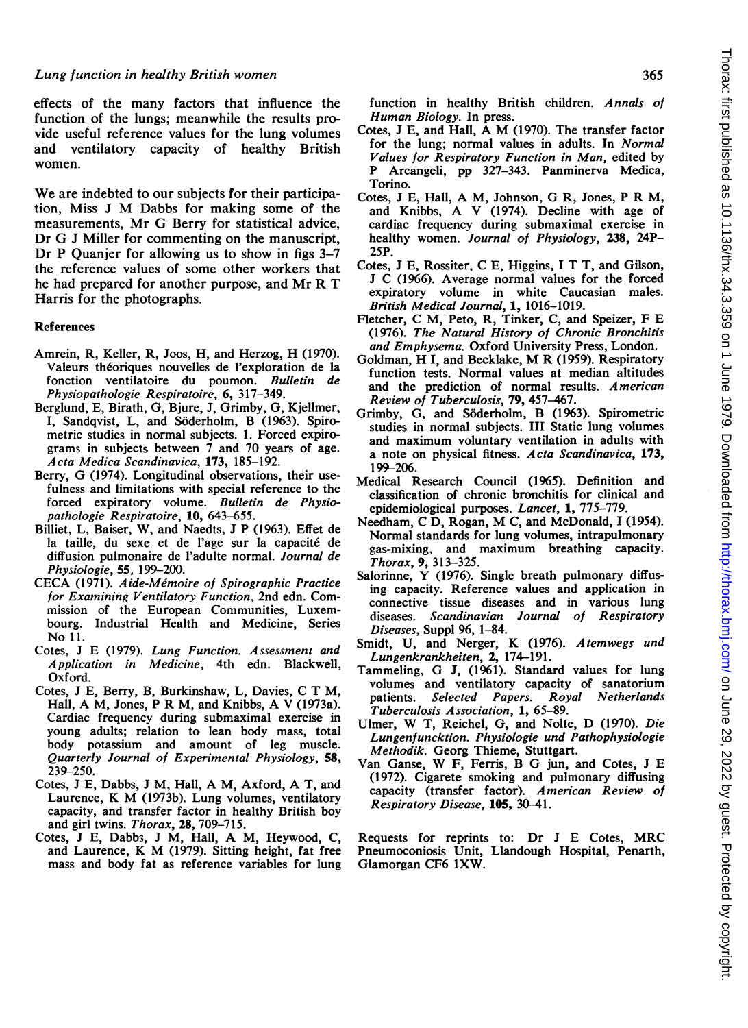effects of the many factors that influence the function of the lungs; meanwhile the results provide useful reference values for the lung volumes and ventilatory capacity of healthy British women.

We are indebted to our subjects for their participation, Miss J M Dabbs for making some of the measurements, Mr G Berry for statistical advice, Dr G J Miller for commenting on the manuscript, Dr P Quanjer for allowing us to show in figs 3–7 the reference values of some other workers that he had prepared for another purpose, and Mr R T Harris for the photographs.

## References

Amrein, R, Keller, R, Joos, H, and Herzog, H (1970). Valeurs théoriques nouvelles de l'exploration de la fonction ventilatoire du poumon. *Bulletin de Physiopathologie Respiratoire*, **6**, 317–349.

Berglund, E, Birath, G, Bjure, J, Grimby, G, Kjellmer, I, Sandqvist, L, and Söderholm, B (1963). Spirometric studies in normal subjects. 1. Forced expirograms in subjects between 7 and 70 years of age. *Acta Medica Scandinavica*, **173**, 185–192.

Berry, G (1974). Longitudinal observations, their usefulness and limitations with special reference to the forced expiratory volume. *Bulletin de Physiopathologie Respiratoire*, **10**, 643–655.

Billiet, L, Baiser, W, and Naedts, J P (1963). Effet de la taille, du sexe et de l'age sur la capacité de diffusion pulmonaire de l'adulte normal. *Journal de Physiologie*, **55**, 199–200.

CECA (1971). *Aide-Mémoire of Spirographic Practice for Examining Ventilatory Function*, 2nd edn. Commission of the European Communities, Luxembourg. Industrial Health and Medicine, Series No 11.

Cotes, J E (1979). *Lung Function. Assessment and Application in Medicine*, 4th edn. Blackwell, Oxford.

Cotes, J E, Berry, B, Burkinshaw, L, Davies, C T M, Hall, A M, Jones, P R M, and Knibbs, A V (1973a). Cardiac frequency during submaximal exercise in young adults; relation to lean body mass, total body potassium and amount of leg muscle. *Quarterly Journal of Experimental Physiology*, **58**, 239–250.

Cotes, J E, Dabbs, J M, Hall, A M, Axford, A T, and Laurence, K M (1973b). Lung volumes, ventilatory capacity, and transfer factor in healthy British boy and girl twins. *Thorax*, **28**, 709–715.

Cotes, J E, Dabbs, J M, Hall, A M, Heywood, C, and Laurence, K M (1979). Sitting height, fat free mass and body fat as reference variables for lung function in healthy British children. *Annals of Human Biology*. In press.

Cotes, J E, and Hall, A M (1970). The transfer factor for the lung; normal values in adults. In *Normal Values for Respiratory Function in Man*, edited by P Arcangeli, pp 327–343. Panminerva Medica, Torino.

Cotes, J E, Hall, A M, Johnson, G R, Jones, P R M, and Knibbs, A V (1974). Decline with age of cardiac frequency during submaximal exercise in healthy women. *Journal of Physiology*, **238**, 24P–25P.

Cotes, J E, Rossiter, C E, Higgins, I T T, and Gilson, J C (1966). Average normal values for the forced expiratory volume in white Caucasian males. *British Medical Journal*, **1**, 1016–1019.

Fletcher, C M, Peto, R, Tinker, C, and Speizer, F E (1976). *The Natural History of Chronic Bronchitis and Emphysema*. Oxford University Press, London.

Goldman, H I, and Becklake, M R (1959). Respiratory function tests. Normal values at median altitudes and the prediction of normal results. *American Review of Tuberculosis*, **79**, 457–467.

Grimby, G, and Söderholm, B (1963). Spirometric studies in normal subjects. III Static lung volumes and maximum voluntary ventilation in adults with a note on physical fitness. *Acta Scandinavica*, **173**, 199–206.

Medical Research Council (1965). Definition and classification of chronic bronchitis for clinical and epidemiological purposes. *Lancet*, **1**, 775–779.

Needham, C D, Rogan, M C, and McDonald, I (1954). Normal standards for lung volumes, intrapulmonary gas-mixing, and maximum breathing capacity. *Thorax*, **9**, 313–325.

Salorinne, Y (1976). Single breath pulmonary diffusing capacity. Reference values and application in connective tissue diseases and in various lung diseases. *Scandinavian Journal of Respiratory Diseases*, Suppl 96, 1–84.

Smidt, U, and Nerger, K (1976). *Atemwegs und Lungenkrankheiten*, **2**, 174–191.

Tammeling, G J, (1961). Standard values for lung volumes and ventilatory capacity of sanatorium patients. *Selected Papers. Royal Netherlands Tuberculosis Association*, **1**, 65–89.

Ulmer, W T, Reichel, G, and Nolte, D (1970). *Die Lungenfuncktion. Physiologie und Pathophysiologie Methodik*. Georg Thieme, Stuttgart.

Van Ganse, W F, Ferris, B G jun, and Cotes, J E (1972). Cigarete smoking and pulmonary diffusing capacity (transfer factor). *American Review of Respiratory Disease*, **105**, 30–41.

Requests for reprints to: Dr J E Cotes, MRC Pneumoconiosis Unit, Llandough Hospital, Penarth, Glamorgan CF6 1XW.